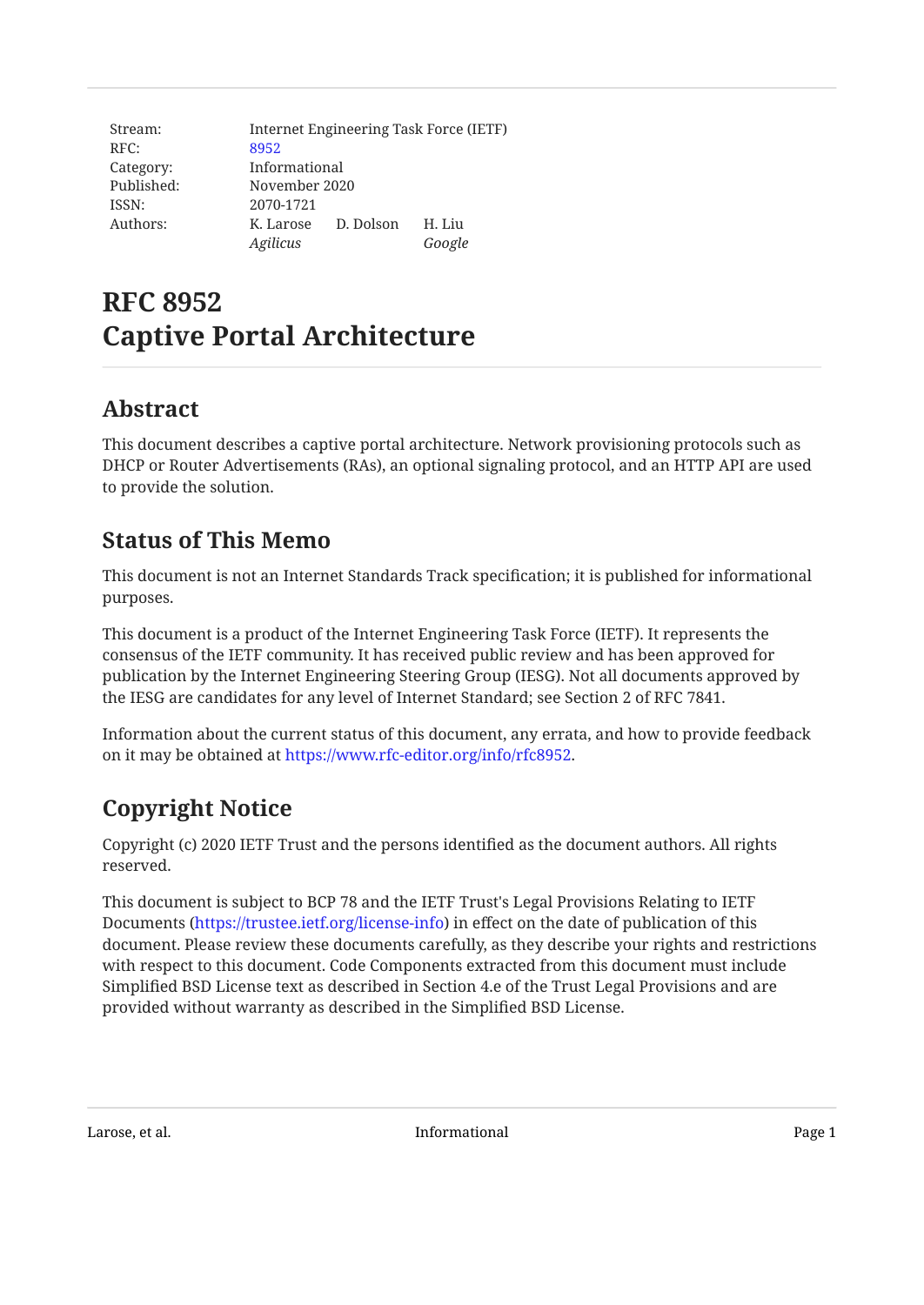| | | | |
|---|---|---|---|
| Stream: | Internet Engineering Task Force (IETF) | | |
| RFC: | 8952 | | |
| Category: | Informational | | |
| Published: | November 2020 | | |
| ISSN: | 2070-1721 | | |
| Authors: | K. Larose *Agilicus* | D. Dolson | H. Liu *Google* |

# RFC 8952 Captive Portal Architecture

## Abstract

This document describes a captive portal architecture. Network provisioning protocols such as DHCP or Router Advertisements (RAs), an optional signaling protocol, and an HTTP API are used to provide the solution.

## Status of This Memo

This document is not an Internet Standards Track specification; it is published for informational purposes.

This document is a product of the Internet Engineering Task Force (IETF). It represents the consensus of the IETF community. It has received public review and has been approved for publication by the Internet Engineering Steering Group (IESG). Not all documents approved by the IESG are candidates for any level of Internet Standard; see Section 2 of RFC 7841.

Information about the current status of this document, any errata, and how to provide feedback on it may be obtained at https://www.rfc-editor.org/info/rfc8952.

## Copyright Notice

Copyright (c) 2020 IETF Trust and the persons identified as the document authors. All rights reserved.

This document is subject to BCP 78 and the IETF Trust's Legal Provisions Relating to IETF Documents (https://trustee.ietf.org/license-info) in effect on the date of publication of this document. Please review these documents carefully, as they describe your rights and restrictions with respect to this document. Code Components extracted from this document must include Simplified BSD License text as described in Section 4.e of the Trust Legal Provisions and are provided without warranty as described in the Simplified BSD License.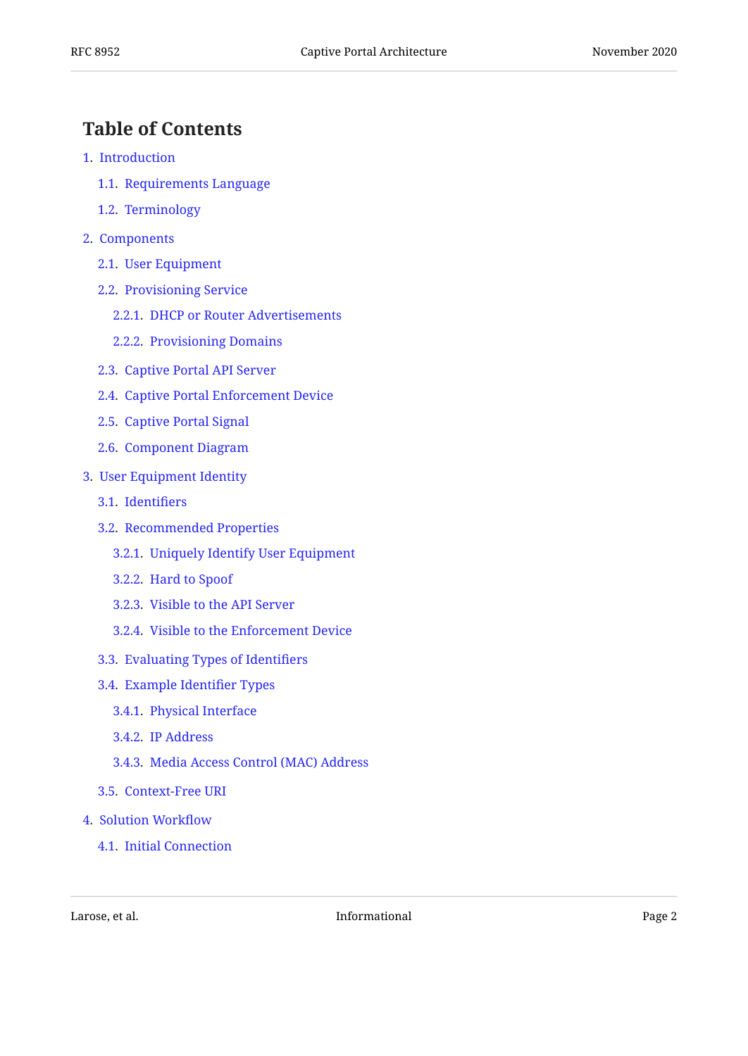## Table of Contents

1. Introduction
   - 1.1. Requirements Language
   - 1.2. Terminology
2. Components
   - 2.1. User Equipment
   - 2.2. Provisioning Service
     - 2.2.1. DHCP or Router Advertisements
     - 2.2.2. Provisioning Domains
   - 2.3. Captive Portal API Server
   - 2.4. Captive Portal Enforcement Device
   - 2.5. Captive Portal Signal
   - 2.6. Component Diagram
3. User Equipment Identity
   - 3.1. Identifiers
   - 3.2. Recommended Properties
     - 3.2.1. Uniquely Identify User Equipment
     - 3.2.2. Hard to Spoof
     - 3.2.3. Visible to the API Server
     - 3.2.4. Visible to the Enforcement Device
   - 3.3. Evaluating Types of Identifiers
   - 3.4. Example Identifier Types
     - 3.4.1. Physical Interface
     - 3.4.2. IP Address
     - 3.4.3. Media Access Control (MAC) Address
   - 3.5. Context-Free URI
4. Solution Workflow
   - 4.1. Initial Connection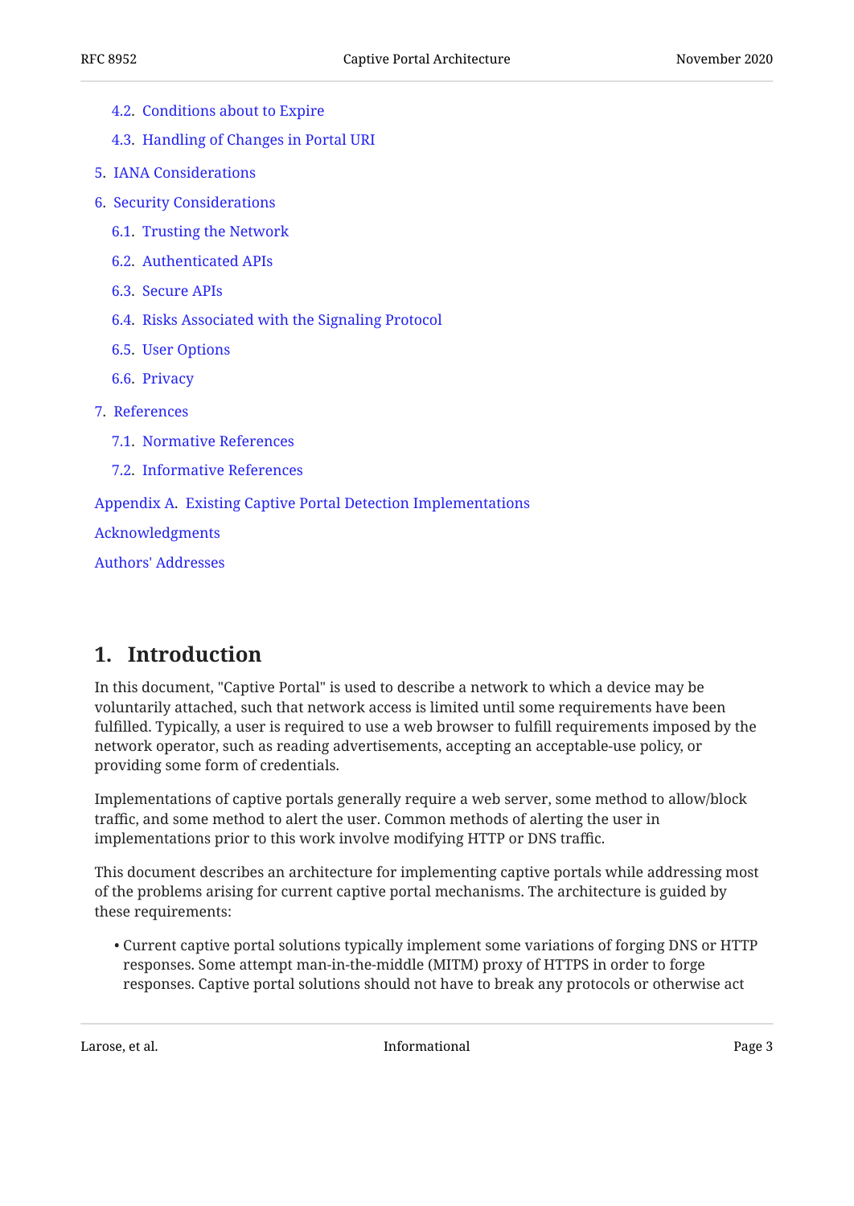- 4.2. Conditions about to Expire
- 4.3. Handling of Changes in Portal URI

5. IANA Considerations

6. Security Considerations

- 6.1. Trusting the Network
- 6.2. Authenticated APIs
- 6.3. Secure APIs
- 6.4. Risks Associated with the Signaling Protocol
- 6.5. User Options
- 6.6. Privacy

7. References

- 7.1. Normative References
- 7.2. Informative References

Appendix A. Existing Captive Portal Detection Implementations

Acknowledgments

Authors' Addresses

# 1. Introduction

In this document, "Captive Portal" is used to describe a network to which a device may be voluntarily attached, such that network access is limited until some requirements have been fulfilled. Typically, a user is required to use a web browser to fulfill requirements imposed by the network operator, such as reading advertisements, accepting an acceptable-use policy, or providing some form of credentials.

Implementations of captive portals generally require a web server, some method to allow/block traffic, and some method to alert the user. Common methods of alerting the user in implementations prior to this work involve modifying HTTP or DNS traffic.

This document describes an architecture for implementing captive portals while addressing most of the problems arising for current captive portal mechanisms. The architecture is guided by these requirements:

- Current captive portal solutions typically implement some variations of forging DNS or HTTP responses. Some attempt man-in-the-middle (MITM) proxy of HTTPS in order to forge responses. Captive portal solutions should not have to break any protocols or otherwise act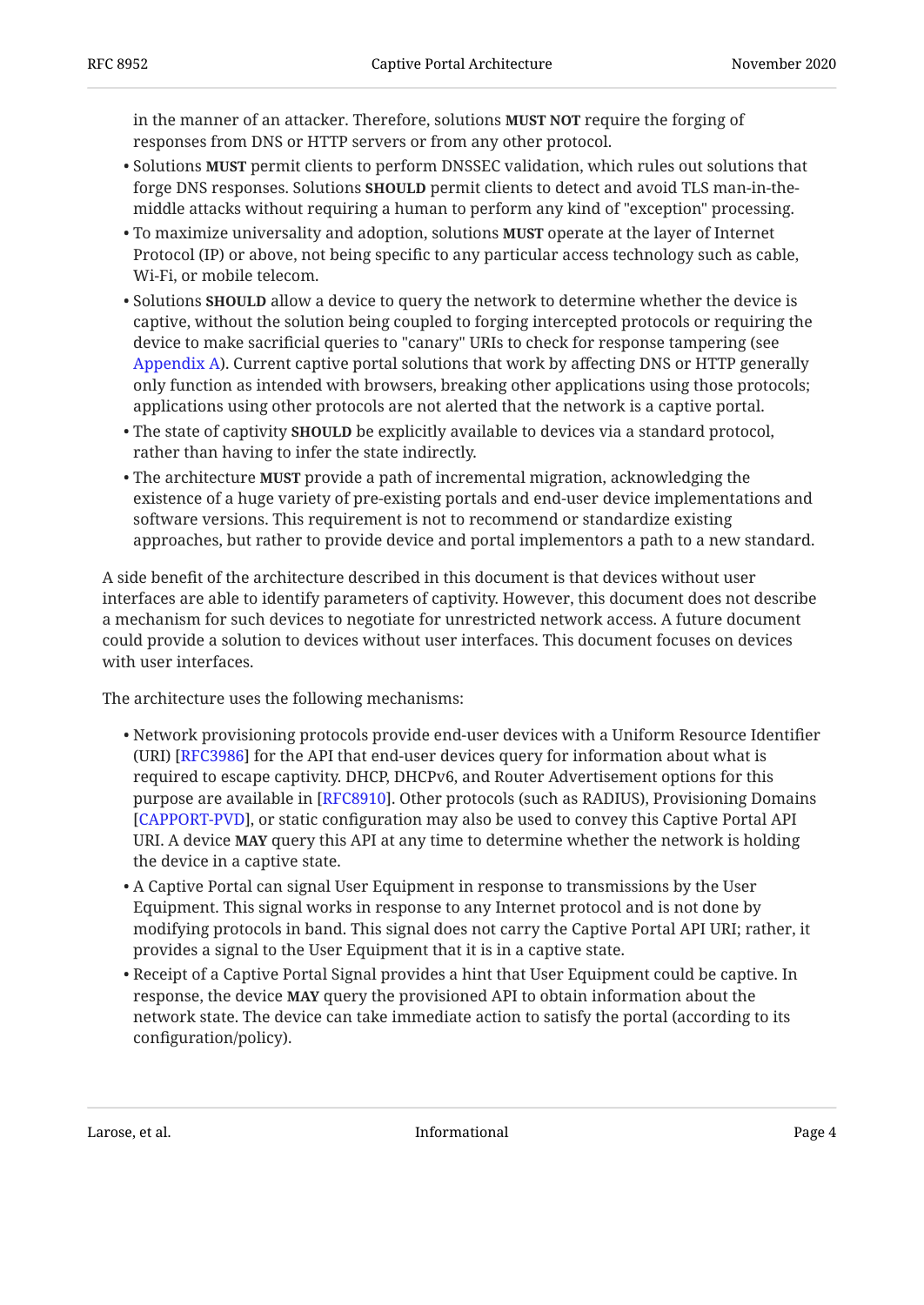in the manner of an attacker. Therefore, solutions **MUST NOT** require the forging of responses from DNS or HTTP servers or from any other protocol.

- Solutions **MUST** permit clients to perform DNSSEC validation, which rules out solutions that forge DNS responses. Solutions **SHOULD** permit clients to detect and avoid TLS man-in-the-middle attacks without requiring a human to perform any kind of "exception" processing.
- To maximize universality and adoption, solutions **MUST** operate at the layer of Internet Protocol (IP) or above, not being specific to any particular access technology such as cable, Wi-Fi, or mobile telecom.
- Solutions **SHOULD** allow a device to query the network to determine whether the device is captive, without the solution being coupled to forging intercepted protocols or requiring the device to make sacrificial queries to "canary" URIs to check for response tampering (see Appendix A). Current captive portal solutions that work by affecting DNS or HTTP generally only function as intended with browsers, breaking other applications using those protocols; applications using other protocols are not alerted that the network is a captive portal.
- The state of captivity **SHOULD** be explicitly available to devices via a standard protocol, rather than having to infer the state indirectly.
- The architecture **MUST** provide a path of incremental migration, acknowledging the existence of a huge variety of pre-existing portals and end-user device implementations and software versions. This requirement is not to recommend or standardize existing approaches, but rather to provide device and portal implementors a path to a new standard.

A side benefit of the architecture described in this document is that devices without user interfaces are able to identify parameters of captivity. However, this document does not describe a mechanism for such devices to negotiate for unrestricted network access. A future document could provide a solution to devices without user interfaces. This document focuses on devices with user interfaces.

The architecture uses the following mechanisms:

- Network provisioning protocols provide end-user devices with a Uniform Resource Identifier (URI) [RFC3986] for the API that end-user devices query for information about what is required to escape captivity. DHCP, DHCPv6, and Router Advertisement options for this purpose are available in [RFC8910]. Other protocols (such as RADIUS), Provisioning Domains [CAPPORT-PVD], or static configuration may also be used to convey this Captive Portal API URI. A device **MAY** query this API at any time to determine whether the network is holding the device in a captive state.
- A Captive Portal can signal User Equipment in response to transmissions by the User Equipment. This signal works in response to any Internet protocol and is not done by modifying protocols in band. This signal does not carry the Captive Portal API URI; rather, it provides a signal to the User Equipment that it is in a captive state.
- Receipt of a Captive Portal Signal provides a hint that User Equipment could be captive. In response, the device **MAY** query the provisioned API to obtain information about the network state. The device can take immediate action to satisfy the portal (according to its configuration/policy).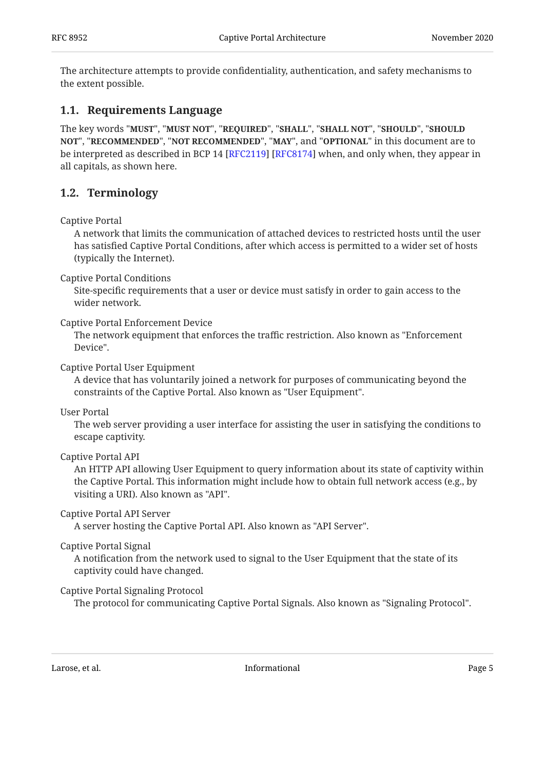The architecture attempts to provide confidentiality, authentication, and safety mechanisms to the extent possible.

### 1.1. Requirements Language

The key words "**MUST**", "**MUST NOT**", "**REQUIRED**", "**SHALL**", "**SHALL NOT**", "**SHOULD**", "**SHOULD NOT**", "**RECOMMENDED**", "**NOT RECOMMENDED**", "**MAY**", and "**OPTIONAL**" in this document are to be interpreted as described in BCP 14 [RFC2119] [RFC8174] when, and only when, they appear in all capitals, as shown here.

### 1.2. Terminology

Captive Portal
: A network that limits the communication of attached devices to restricted hosts until the user has satisfied Captive Portal Conditions, after which access is permitted to a wider set of hosts (typically the Internet).

Captive Portal Conditions
: Site-specific requirements that a user or device must satisfy in order to gain access to the wider network.

Captive Portal Enforcement Device
: The network equipment that enforces the traffic restriction. Also known as "Enforcement Device".

Captive Portal User Equipment
: A device that has voluntarily joined a network for purposes of communicating beyond the constraints of the Captive Portal. Also known as "User Equipment".

User Portal
: The web server providing a user interface for assisting the user in satisfying the conditions to escape captivity.

Captive Portal API
: An HTTP API allowing User Equipment to query information about its state of captivity within the Captive Portal. This information might include how to obtain full network access (e.g., by visiting a URI). Also known as "API".

Captive Portal API Server
: A server hosting the Captive Portal API. Also known as "API Server".

Captive Portal Signal
: A notification from the network used to signal to the User Equipment that the state of its captivity could have changed.

Captive Portal Signaling Protocol
: The protocol for communicating Captive Portal Signals. Also known as "Signaling Protocol".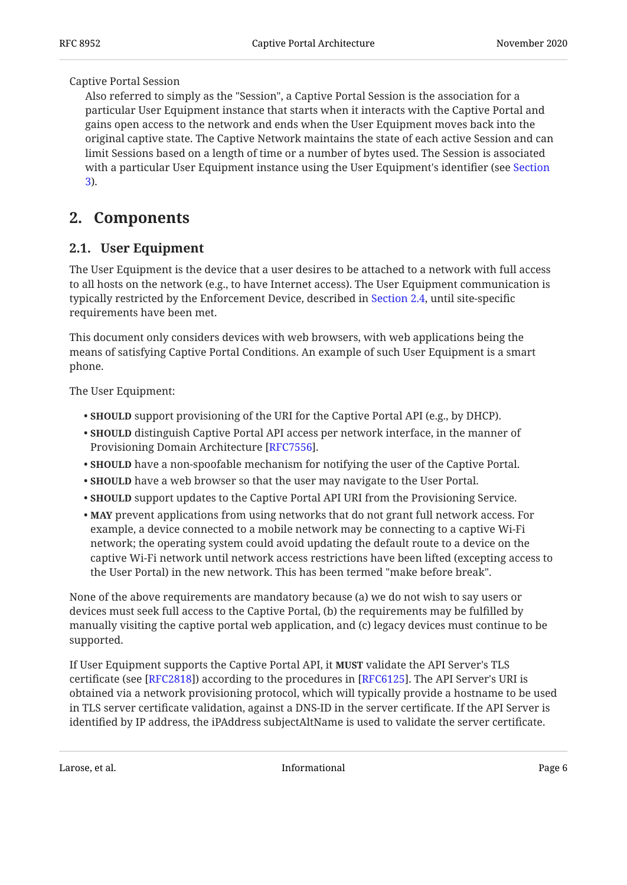Captive Portal Session

Also referred to simply as the "Session", a Captive Portal Session is the association for a particular User Equipment instance that starts when it interacts with the Captive Portal and gains open access to the network and ends when the User Equipment moves back into the original captive state. The Captive Network maintains the state of each active Session and can limit Sessions based on a length of time or a number of bytes used. The Session is associated with a particular User Equipment instance using the User Equipment's identifier (see Section 3).

## 2. Components

### 2.1. User Equipment

The User Equipment is the device that a user desires to be attached to a network with full access to all hosts on the network (e.g., to have Internet access). The User Equipment communication is typically restricted by the Enforcement Device, described in Section 2.4, until site-specific requirements have been met.

This document only considers devices with web browsers, with web applications being the means of satisfying Captive Portal Conditions. An example of such User Equipment is a smart phone.

The User Equipment:

- **SHOULD** support provisioning of the URI for the Captive Portal API (e.g., by DHCP).
- **SHOULD** distinguish Captive Portal API access per network interface, in the manner of Provisioning Domain Architecture [RFC7556].
- **SHOULD** have a non-spoofable mechanism for notifying the user of the Captive Portal.
- **SHOULD** have a web browser so that the user may navigate to the User Portal.
- **SHOULD** support updates to the Captive Portal API URI from the Provisioning Service.
- **MAY** prevent applications from using networks that do not grant full network access. For example, a device connected to a mobile network may be connecting to a captive Wi-Fi network; the operating system could avoid updating the default route to a device on the captive Wi-Fi network until network access restrictions have been lifted (excepting access to the User Portal) in the new network. This has been termed "make before break".

None of the above requirements are mandatory because (a) we do not wish to say users or devices must seek full access to the Captive Portal, (b) the requirements may be fulfilled by manually visiting the captive portal web application, and (c) legacy devices must continue to be supported.

If User Equipment supports the Captive Portal API, it **MUST** validate the API Server's TLS certificate (see [RFC2818]) according to the procedures in [RFC6125]. The API Server's URI is obtained via a network provisioning protocol, which will typically provide a hostname to be used in TLS server certificate validation, against a DNS-ID in the server certificate. If the API Server is identified by IP address, the iPAddress subjectAltName is used to validate the server certificate.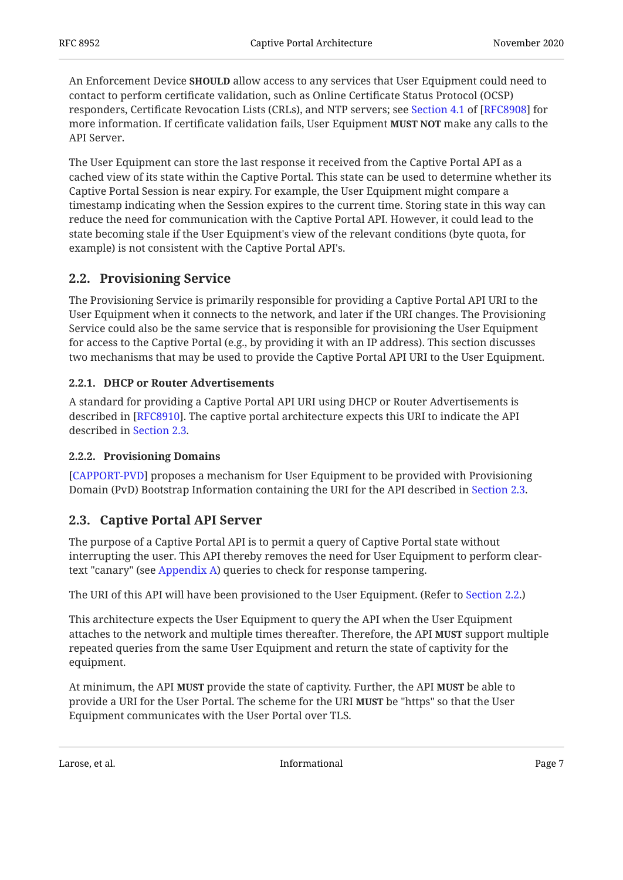An Enforcement Device **SHOULD** allow access to any services that User Equipment could need to contact to perform certificate validation, such as Online Certificate Status Protocol (OCSP) responders, Certificate Revocation Lists (CRLs), and NTP servers; see Section 4.1 of [RFC8908] for more information. If certificate validation fails, User Equipment **MUST NOT** make any calls to the API Server.

The User Equipment can store the last response it received from the Captive Portal API as a cached view of its state within the Captive Portal. This state can be used to determine whether its Captive Portal Session is near expiry. For example, the User Equipment might compare a timestamp indicating when the Session expires to the current time. Storing state in this way can reduce the need for communication with the Captive Portal API. However, it could lead to the state becoming stale if the User Equipment's view of the relevant conditions (byte quota, for example) is not consistent with the Captive Portal API's.

## 2.2. Provisioning Service

The Provisioning Service is primarily responsible for providing a Captive Portal API URI to the User Equipment when it connects to the network, and later if the URI changes. The Provisioning Service could also be the same service that is responsible for provisioning the User Equipment for access to the Captive Portal (e.g., by providing it with an IP address). This section discusses two mechanisms that may be used to provide the Captive Portal API URI to the User Equipment.

### 2.2.1. DHCP or Router Advertisements

A standard for providing a Captive Portal API URI using DHCP or Router Advertisements is described in [RFC8910]. The captive portal architecture expects this URI to indicate the API described in Section 2.3.

### 2.2.2. Provisioning Domains

[CAPPORT-PVD] proposes a mechanism for User Equipment to be provided with Provisioning Domain (PvD) Bootstrap Information containing the URI for the API described in Section 2.3.

## 2.3. Captive Portal API Server

The purpose of a Captive Portal API is to permit a query of Captive Portal state without interrupting the user. This API thereby removes the need for User Equipment to perform clear-text "canary" (see Appendix A) queries to check for response tampering.

The URI of this API will have been provisioned to the User Equipment. (Refer to Section 2.2.)

This architecture expects the User Equipment to query the API when the User Equipment attaches to the network and multiple times thereafter. Therefore, the API **MUST** support multiple repeated queries from the same User Equipment and return the state of captivity for the equipment.

At minimum, the API **MUST** provide the state of captivity. Further, the API **MUST** be able to provide a URI for the User Portal. The scheme for the URI **MUST** be "https" so that the User Equipment communicates with the User Portal over TLS.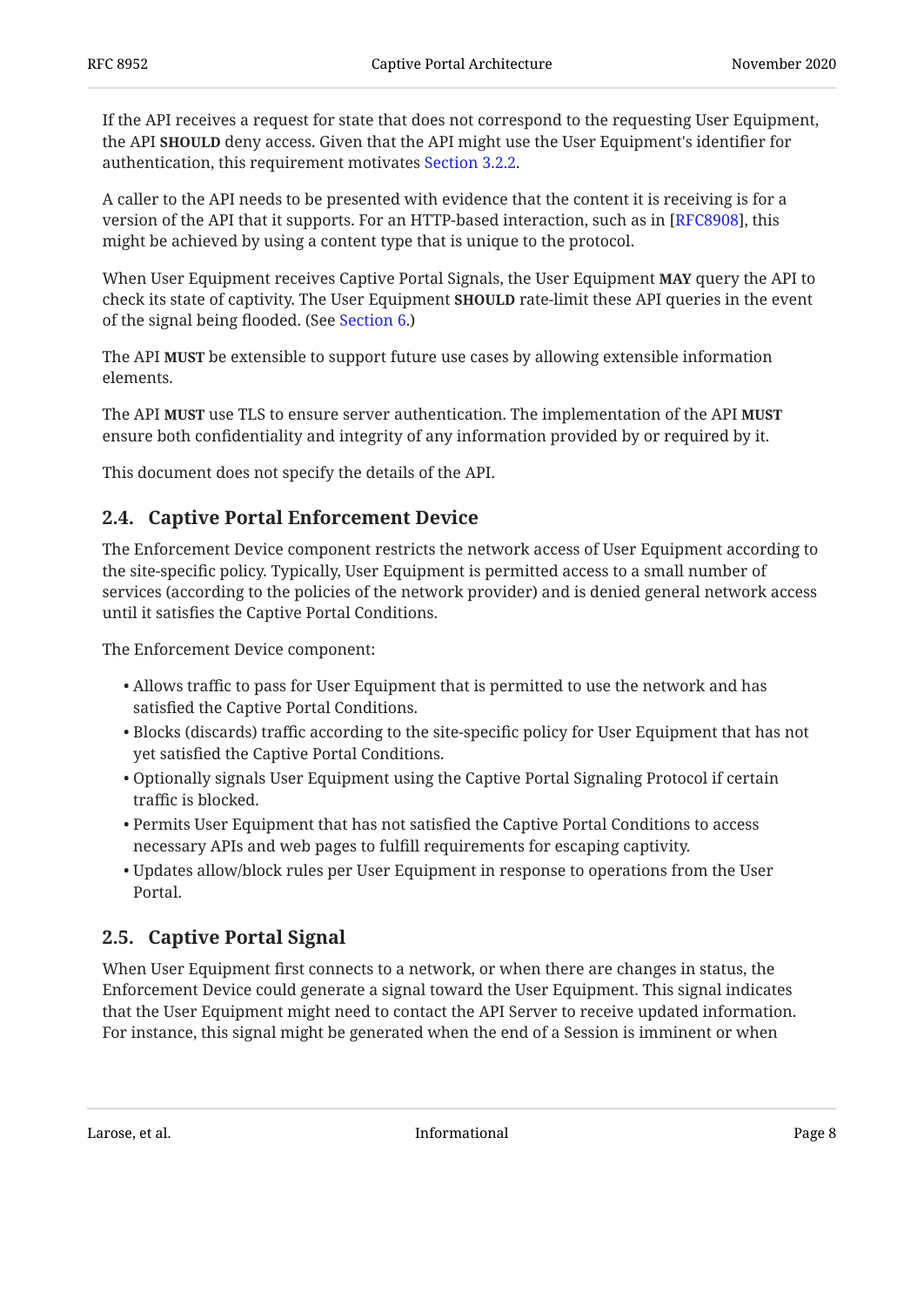If the API receives a request for state that does not correspond to the requesting User Equipment, the API **SHOULD** deny access. Given that the API might use the User Equipment's identifier for authentication, this requirement motivates Section 3.2.2.

A caller to the API needs to be presented with evidence that the content it is receiving is for a version of the API that it supports. For an HTTP-based interaction, such as in [RFC8908], this might be achieved by using a content type that is unique to the protocol.

When User Equipment receives Captive Portal Signals, the User Equipment **MAY** query the API to check its state of captivity. The User Equipment **SHOULD** rate-limit these API queries in the event of the signal being flooded. (See Section 6.)

The API **MUST** be extensible to support future use cases by allowing extensible information elements.

The API **MUST** use TLS to ensure server authentication. The implementation of the API **MUST** ensure both confidentiality and integrity of any information provided by or required by it.

This document does not specify the details of the API.

## 2.4. Captive Portal Enforcement Device

The Enforcement Device component restricts the network access of User Equipment according to the site-specific policy. Typically, User Equipment is permitted access to a small number of services (according to the policies of the network provider) and is denied general network access until it satisfies the Captive Portal Conditions.

The Enforcement Device component:

- Allows traffic to pass for User Equipment that is permitted to use the network and has satisfied the Captive Portal Conditions.
- Blocks (discards) traffic according to the site-specific policy for User Equipment that has not yet satisfied the Captive Portal Conditions.
- Optionally signals User Equipment using the Captive Portal Signaling Protocol if certain traffic is blocked.
- Permits User Equipment that has not satisfied the Captive Portal Conditions to access necessary APIs and web pages to fulfill requirements for escaping captivity.
- Updates allow/block rules per User Equipment in response to operations from the User Portal.

## 2.5. Captive Portal Signal

When User Equipment first connects to a network, or when there are changes in status, the Enforcement Device could generate a signal toward the User Equipment. This signal indicates that the User Equipment might need to contact the API Server to receive updated information. For instance, this signal might be generated when the end of a Session is imminent or when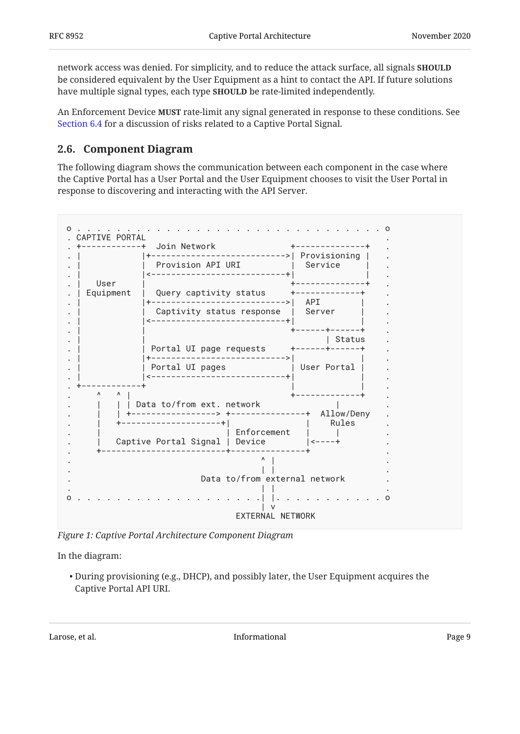network access was denied. For simplicity, and to reduce the attack surface, all signals **SHOULD** be considered equivalent by the User Equipment as a hint to contact the API. If future solutions have multiple signal types, each type **SHOULD** be rate-limited independently.

An Enforcement Device **MUST** rate-limit any signal generated in response to these conditions. See Section 6.4 for a discussion of risks related to a Captive Portal Signal.

## 2.6. Component Diagram

The following diagram shows the communication between each component in the case where the Captive Portal has a User Portal and the User Equipment chooses to visit the User Portal in response to discovering and interacting with the API Server.

```
o . . . . . . . . . . . . . . . . . . . . . . . . . . . . . o
. CAPTIVE PORTAL                                            .
. +------------+  Join Network            +--------------+  .
. |            |+------------------------->| Provisioning |  .
. |            |  Provision API URI       |  Service     |  .
. |            |<-------------------------+|              |  .
. |   User     |                          +--------------+  .
. | Equipment  |  Query captivity status  +-------------+   .
. |            |+------------------------->|  API        |   .
. |            |  Captivity status response |  Server     |   .
. |            |<-------------------------+|             |   .
. |            |                          +------+------+   .
. |            |                                 | Status   .
. |            | Portal UI page requests  +------+------+   .
. |            |+------------------------->|             |   .
. |            | Portal UI pages          | User Portal |   .
. |            |<-------------------------+|             |   .
. +------------+                          |             |   .
.     ^   ^ |                             +-------------+   .
.     |   | | Data to/from ext. network         |           .
.     |   | +-----------------> +---------------+ Allow/Deny .
.     |   +--------------------+|               |   Rules   .
.     |                        | Enforcement   |     |      .
.     |   Captive Portal Signal | Device        |<----+      .
.     +------------------------+---------------+            .
.                                   ^ |                     .
.                                   | |                     .
.                     Data to/from external network         .
.                                   | |                     .
o . . . . . . . . . . . . . . . . . .| |. . . . . . . . . . o
                                    | v
                             EXTERNAL NETWORK
```

*Figure 1: Captive Portal Architecture Component Diagram*

In the diagram:

- During provisioning (e.g., DHCP), and possibly later, the User Equipment acquires the Captive Portal API URI.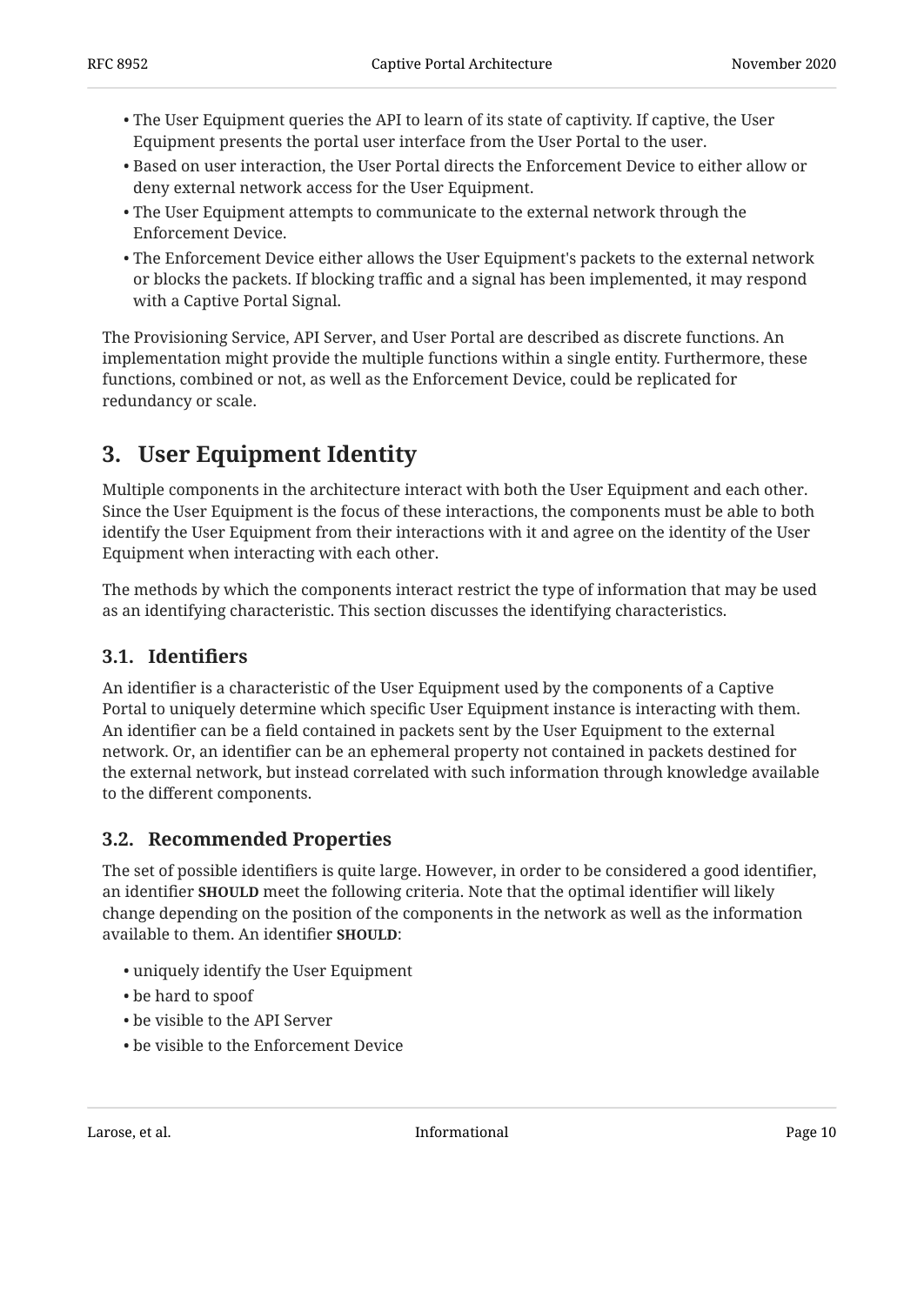- The User Equipment queries the API to learn of its state of captivity. If captive, the User Equipment presents the portal user interface from the User Portal to the user.
- Based on user interaction, the User Portal directs the Enforcement Device to either allow or deny external network access for the User Equipment.
- The User Equipment attempts to communicate to the external network through the Enforcement Device.
- The Enforcement Device either allows the User Equipment's packets to the external network or blocks the packets. If blocking traffic and a signal has been implemented, it may respond with a Captive Portal Signal.

The Provisioning Service, API Server, and User Portal are described as discrete functions. An implementation might provide the multiple functions within a single entity. Furthermore, these functions, combined or not, as well as the Enforcement Device, could be replicated for redundancy or scale.

# 3. User Equipment Identity

Multiple components in the architecture interact with both the User Equipment and each other. Since the User Equipment is the focus of these interactions, the components must be able to both identify the User Equipment from their interactions with it and agree on the identity of the User Equipment when interacting with each other.

The methods by which the components interact restrict the type of information that may be used as an identifying characteristic. This section discusses the identifying characteristics.

## 3.1. Identifiers

An identifier is a characteristic of the User Equipment used by the components of a Captive Portal to uniquely determine which specific User Equipment instance is interacting with them. An identifier can be a field contained in packets sent by the User Equipment to the external network. Or, an identifier can be an ephemeral property not contained in packets destined for the external network, but instead correlated with such information through knowledge available to the different components.

## 3.2. Recommended Properties

The set of possible identifiers is quite large. However, in order to be considered a good identifier, an identifier **SHOULD** meet the following criteria. Note that the optimal identifier will likely change depending on the position of the components in the network as well as the information available to them. An identifier **SHOULD**:

- uniquely identify the User Equipment
- be hard to spoof
- be visible to the API Server
- be visible to the Enforcement Device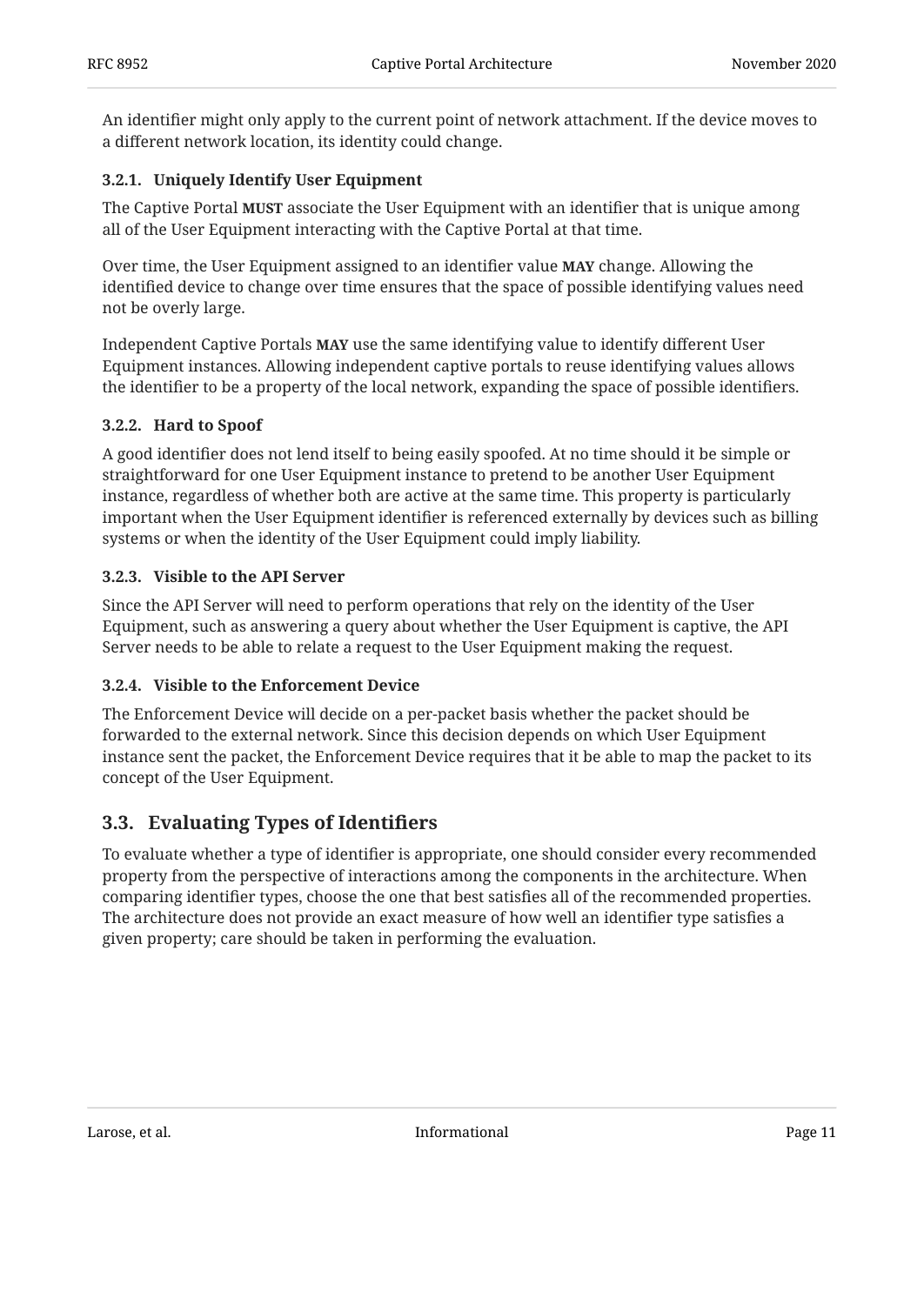An identifier might only apply to the current point of network attachment. If the device moves to a different network location, its identity could change.

### 3.2.1. Uniquely Identify User Equipment

The Captive Portal **MUST** associate the User Equipment with an identifier that is unique among all of the User Equipment interacting with the Captive Portal at that time.

Over time, the User Equipment assigned to an identifier value **MAY** change. Allowing the identified device to change over time ensures that the space of possible identifying values need not be overly large.

Independent Captive Portals **MAY** use the same identifying value to identify different User Equipment instances. Allowing independent captive portals to reuse identifying values allows the identifier to be a property of the local network, expanding the space of possible identifiers.

### 3.2.2. Hard to Spoof

A good identifier does not lend itself to being easily spoofed. At no time should it be simple or straightforward for one User Equipment instance to pretend to be another User Equipment instance, regardless of whether both are active at the same time. This property is particularly important when the User Equipment identifier is referenced externally by devices such as billing systems or when the identity of the User Equipment could imply liability.

### 3.2.3. Visible to the API Server

Since the API Server will need to perform operations that rely on the identity of the User Equipment, such as answering a query about whether the User Equipment is captive, the API Server needs to be able to relate a request to the User Equipment making the request.

### 3.2.4. Visible to the Enforcement Device

The Enforcement Device will decide on a per-packet basis whether the packet should be forwarded to the external network. Since this decision depends on which User Equipment instance sent the packet, the Enforcement Device requires that it be able to map the packet to its concept of the User Equipment.

## 3.3. Evaluating Types of Identifiers

To evaluate whether a type of identifier is appropriate, one should consider every recommended property from the perspective of interactions among the components in the architecture. When comparing identifier types, choose the one that best satisfies all of the recommended properties. The architecture does not provide an exact measure of how well an identifier type satisfies a given property; care should be taken in performing the evaluation.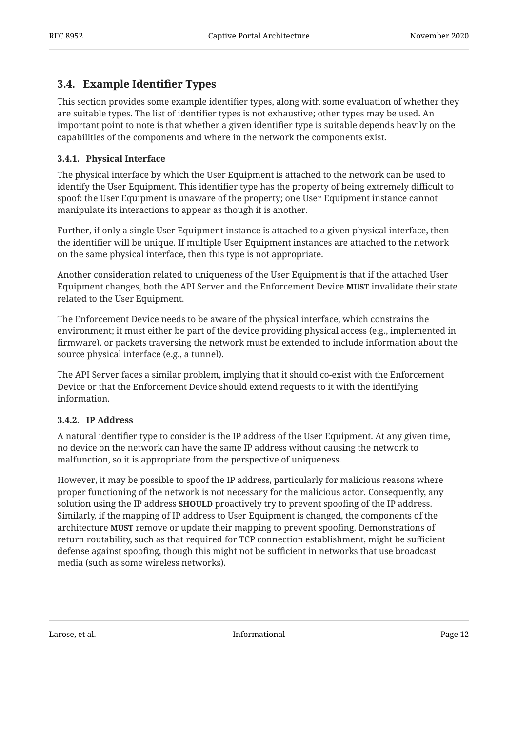## 3.4. Example Identifier Types

This section provides some example identifier types, along with some evaluation of whether they are suitable types. The list of identifier types is not exhaustive; other types may be used. An important point to note is that whether a given identifier type is suitable depends heavily on the capabilities of the components and where in the network the components exist.

### 3.4.1. Physical Interface

The physical interface by which the User Equipment is attached to the network can be used to identify the User Equipment. This identifier type has the property of being extremely difficult to spoof: the User Equipment is unaware of the property; one User Equipment instance cannot manipulate its interactions to appear as though it is another.

Further, if only a single User Equipment instance is attached to a given physical interface, then the identifier will be unique. If multiple User Equipment instances are attached to the network on the same physical interface, then this type is not appropriate.

Another consideration related to uniqueness of the User Equipment is that if the attached User Equipment changes, both the API Server and the Enforcement Device **MUST** invalidate their state related to the User Equipment.

The Enforcement Device needs to be aware of the physical interface, which constrains the environment; it must either be part of the device providing physical access (e.g., implemented in firmware), or packets traversing the network must be extended to include information about the source physical interface (e.g., a tunnel).

The API Server faces a similar problem, implying that it should co-exist with the Enforcement Device or that the Enforcement Device should extend requests to it with the identifying information.

### 3.4.2. IP Address

A natural identifier type to consider is the IP address of the User Equipment. At any given time, no device on the network can have the same IP address without causing the network to malfunction, so it is appropriate from the perspective of uniqueness.

However, it may be possible to spoof the IP address, particularly for malicious reasons where proper functioning of the network is not necessary for the malicious actor. Consequently, any solution using the IP address **SHOULD** proactively try to prevent spoofing of the IP address. Similarly, if the mapping of IP address to User Equipment is changed, the components of the architecture **MUST** remove or update their mapping to prevent spoofing. Demonstrations of return routability, such as that required for TCP connection establishment, might be sufficient defense against spoofing, though this might not be sufficient in networks that use broadcast media (such as some wireless networks).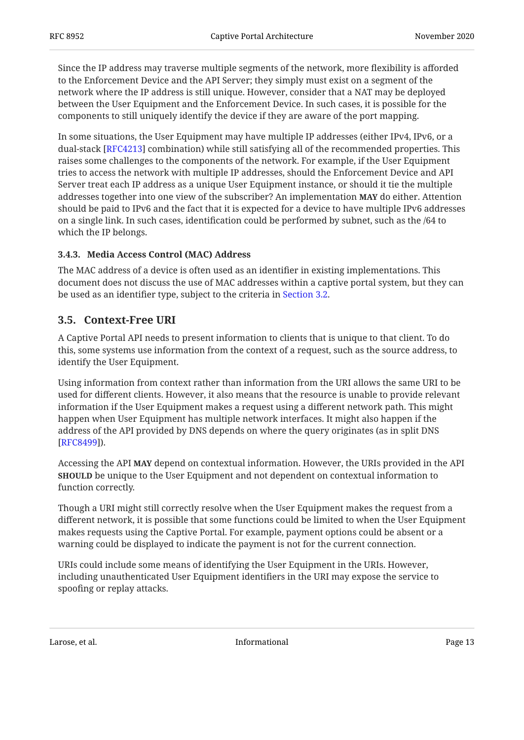Since the IP address may traverse multiple segments of the network, more flexibility is afforded to the Enforcement Device and the API Server; they simply must exist on a segment of the network where the IP address is still unique. However, consider that a NAT may be deployed between the User Equipment and the Enforcement Device. In such cases, it is possible for the components to still uniquely identify the device if they are aware of the port mapping.

In some situations, the User Equipment may have multiple IP addresses (either IPv4, IPv6, or a dual-stack [RFC4213] combination) while still satisfying all of the recommended properties. This raises some challenges to the components of the network. For example, if the User Equipment tries to access the network with multiple IP addresses, should the Enforcement Device and API Server treat each IP address as a unique User Equipment instance, or should it tie the multiple addresses together into one view of the subscriber? An implementation **MAY** do either. Attention should be paid to IPv6 and the fact that it is expected for a device to have multiple IPv6 addresses on a single link. In such cases, identification could be performed by subnet, such as the /64 to which the IP belongs.

#### 3.4.3. Media Access Control (MAC) Address

The MAC address of a device is often used as an identifier in existing implementations. This document does not discuss the use of MAC addresses within a captive portal system, but they can be used as an identifier type, subject to the criteria in Section 3.2.

### 3.5. Context-Free URI

A Captive Portal API needs to present information to clients that is unique to that client. To do this, some systems use information from the context of a request, such as the source address, to identify the User Equipment.

Using information from context rather than information from the URI allows the same URI to be used for different clients. However, it also means that the resource is unable to provide relevant information if the User Equipment makes a request using a different network path. This might happen when User Equipment has multiple network interfaces. It might also happen if the address of the API provided by DNS depends on where the query originates (as in split DNS [RFC8499]).

Accessing the API **MAY** depend on contextual information. However, the URIs provided in the API **SHOULD** be unique to the User Equipment and not dependent on contextual information to function correctly.

Though a URI might still correctly resolve when the User Equipment makes the request from a different network, it is possible that some functions could be limited to when the User Equipment makes requests using the Captive Portal. For example, payment options could be absent or a warning could be displayed to indicate the payment is not for the current connection.

URIs could include some means of identifying the User Equipment in the URIs. However, including unauthenticated User Equipment identifiers in the URI may expose the service to spoofing or replay attacks.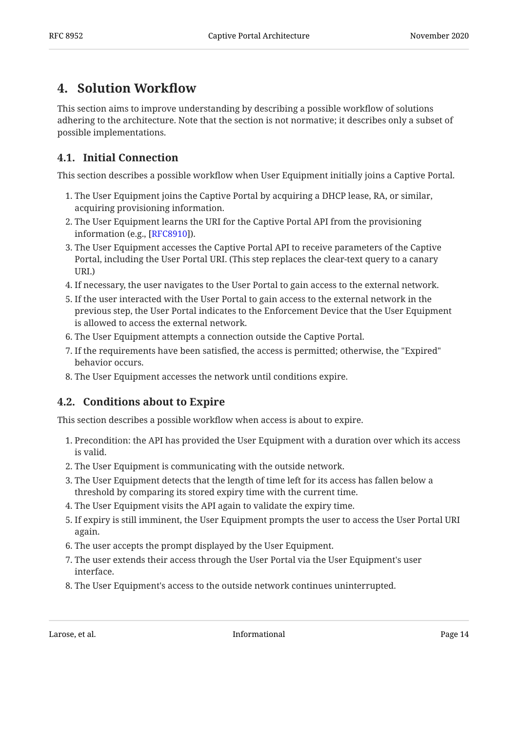# 4. Solution Workflow

This section aims to improve understanding by describing a possible workflow of solutions adhering to the architecture. Note that the section is not normative; it describes only a subset of possible implementations.

## 4.1. Initial Connection

This section describes a possible workflow when User Equipment initially joins a Captive Portal.

1. The User Equipment joins the Captive Portal by acquiring a DHCP lease, RA, or similar, acquiring provisioning information.
2. The User Equipment learns the URI for the Captive Portal API from the provisioning information (e.g., [RFC8910]).
3. The User Equipment accesses the Captive Portal API to receive parameters of the Captive Portal, including the User Portal URI. (This step replaces the clear-text query to a canary URI.)
4. If necessary, the user navigates to the User Portal to gain access to the external network.
5. If the user interacted with the User Portal to gain access to the external network in the previous step, the User Portal indicates to the Enforcement Device that the User Equipment is allowed to access the external network.
6. The User Equipment attempts a connection outside the Captive Portal.
7. If the requirements have been satisfied, the access is permitted; otherwise, the "Expired" behavior occurs.
8. The User Equipment accesses the network until conditions expire.

## 4.2. Conditions about to Expire

This section describes a possible workflow when access is about to expire.

1. Precondition: the API has provided the User Equipment with a duration over which its access is valid.
2. The User Equipment is communicating with the outside network.
3. The User Equipment detects that the length of time left for its access has fallen below a threshold by comparing its stored expiry time with the current time.
4. The User Equipment visits the API again to validate the expiry time.
5. If expiry is still imminent, the User Equipment prompts the user to access the User Portal URI again.
6. The user accepts the prompt displayed by the User Equipment.
7. The user extends their access through the User Portal via the User Equipment's user interface.
8. The User Equipment's access to the outside network continues uninterrupted.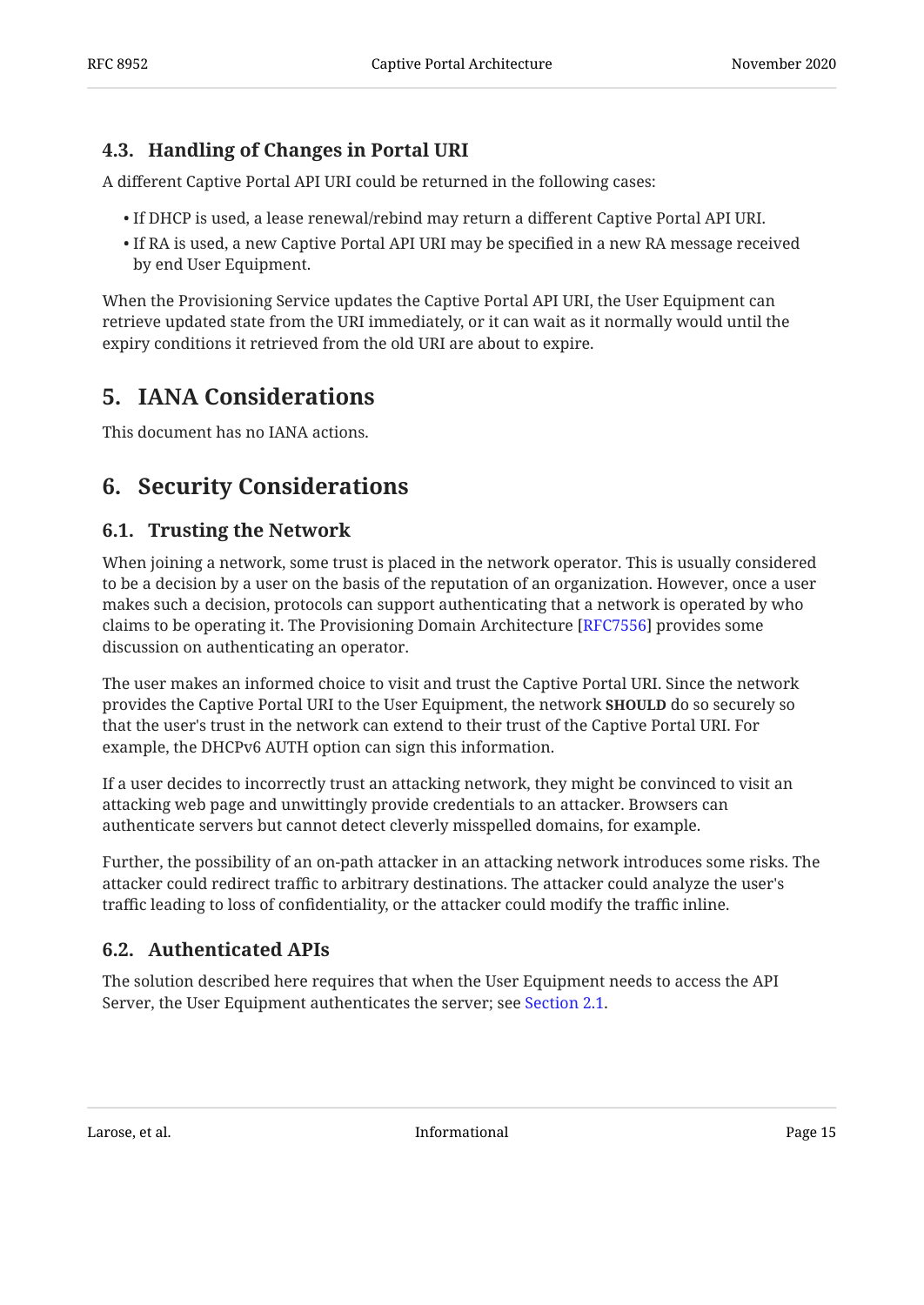### 4.3. Handling of Changes in Portal URI

A different Captive Portal API URI could be returned in the following cases:

- If DHCP is used, a lease renewal/rebind may return a different Captive Portal API URI.
- If RA is used, a new Captive Portal API URI may be specified in a new RA message received by end User Equipment.

When the Provisioning Service updates the Captive Portal API URI, the User Equipment can retrieve updated state from the URI immediately, or it can wait as it normally would until the expiry conditions it retrieved from the old URI are about to expire.

## 5. IANA Considerations

This document has no IANA actions.

## 6. Security Considerations

### 6.1. Trusting the Network

When joining a network, some trust is placed in the network operator. This is usually considered to be a decision by a user on the basis of the reputation of an organization. However, once a user makes such a decision, protocols can support authenticating that a network is operated by who claims to be operating it. The Provisioning Domain Architecture [RFC7556] provides some discussion on authenticating an operator.

The user makes an informed choice to visit and trust the Captive Portal URI. Since the network provides the Captive Portal URI to the User Equipment, the network **SHOULD** do so securely so that the user's trust in the network can extend to their trust of the Captive Portal URI. For example, the DHCPv6 AUTH option can sign this information.

If a user decides to incorrectly trust an attacking network, they might be convinced to visit an attacking web page and unwittingly provide credentials to an attacker. Browsers can authenticate servers but cannot detect cleverly misspelled domains, for example.

Further, the possibility of an on-path attacker in an attacking network introduces some risks. The attacker could redirect traffic to arbitrary destinations. The attacker could analyze the user's traffic leading to loss of confidentiality, or the attacker could modify the traffic inline.

### 6.2. Authenticated APIs

The solution described here requires that when the User Equipment needs to access the API Server, the User Equipment authenticates the server; see Section 2.1.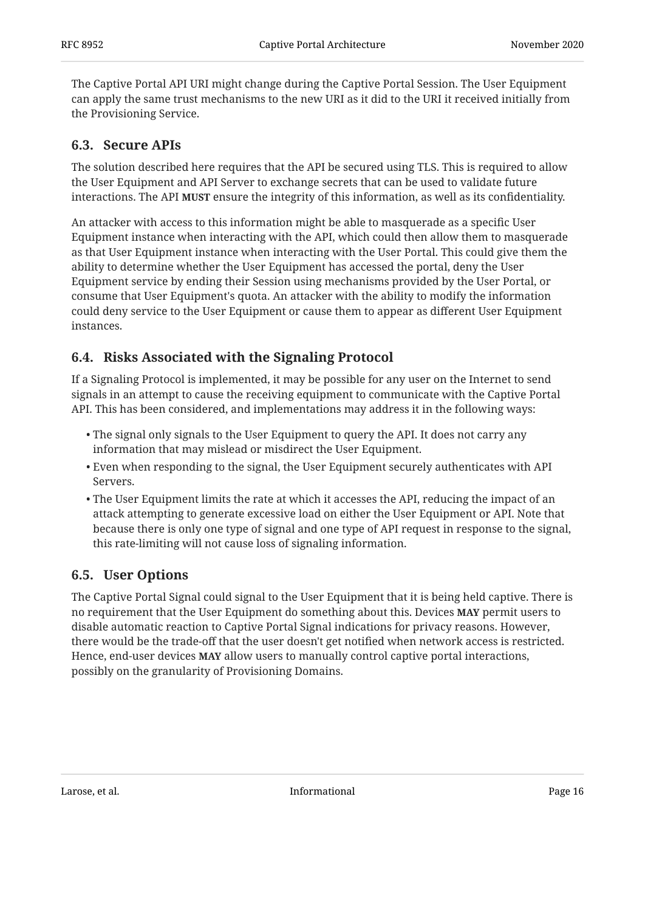The Captive Portal API URI might change during the Captive Portal Session. The User Equipment can apply the same trust mechanisms to the new URI as it did to the URI it received initially from the Provisioning Service.

### 6.3. Secure APIs

The solution described here requires that the API be secured using TLS. This is required to allow the User Equipment and API Server to exchange secrets that can be used to validate future interactions. The API **MUST** ensure the integrity of this information, as well as its confidentiality.

An attacker with access to this information might be able to masquerade as a specific User Equipment instance when interacting with the API, which could then allow them to masquerade as that User Equipment instance when interacting with the User Portal. This could give them the ability to determine whether the User Equipment has accessed the portal, deny the User Equipment service by ending their Session using mechanisms provided by the User Portal, or consume that User Equipment's quota. An attacker with the ability to modify the information could deny service to the User Equipment or cause them to appear as different User Equipment instances.

### 6.4. Risks Associated with the Signaling Protocol

If a Signaling Protocol is implemented, it may be possible for any user on the Internet to send signals in an attempt to cause the receiving equipment to communicate with the Captive Portal API. This has been considered, and implementations may address it in the following ways:

- The signal only signals to the User Equipment to query the API. It does not carry any information that may mislead or misdirect the User Equipment.
- Even when responding to the signal, the User Equipment securely authenticates with API Servers.
- The User Equipment limits the rate at which it accesses the API, reducing the impact of an attack attempting to generate excessive load on either the User Equipment or API. Note that because there is only one type of signal and one type of API request in response to the signal, this rate-limiting will not cause loss of signaling information.

### 6.5. User Options

The Captive Portal Signal could signal to the User Equipment that it is being held captive. There is no requirement that the User Equipment do something about this. Devices **MAY** permit users to disable automatic reaction to Captive Portal Signal indications for privacy reasons. However, there would be the trade-off that the user doesn't get notified when network access is restricted. Hence, end-user devices **MAY** allow users to manually control captive portal interactions, possibly on the granularity of Provisioning Domains.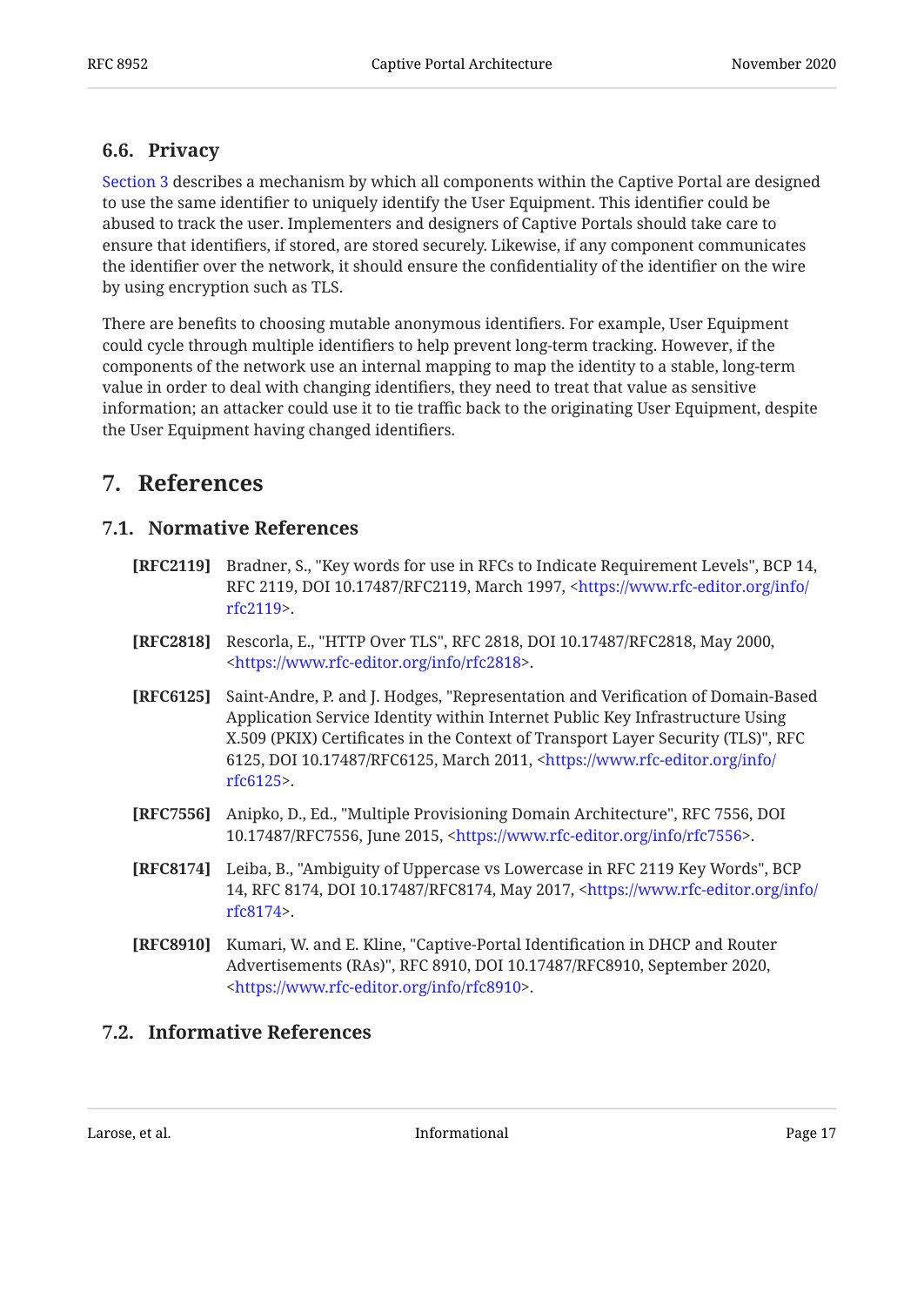### 6.6. Privacy

Section 3 describes a mechanism by which all components within the Captive Portal are designed to use the same identifier to uniquely identify the User Equipment. This identifier could be abused to track the user. Implementers and designers of Captive Portals should take care to ensure that identifiers, if stored, are stored securely. Likewise, if any component communicates the identifier over the network, it should ensure the confidentiality of the identifier on the wire by using encryption such as TLS.

There are benefits to choosing mutable anonymous identifiers. For example, User Equipment could cycle through multiple identifiers to help prevent long-term tracking. However, if the components of the network use an internal mapping to map the identity to a stable, long-term value in order to deal with changing identifiers, they need to treat that value as sensitive information; an attacker could use it to tie traffic back to the originating User Equipment, despite the User Equipment having changed identifiers.

## 7. References

### 7.1. Normative References

**[RFC2119]** Bradner, S., "Key words for use in RFCs to Indicate Requirement Levels", BCP 14, RFC 2119, DOI 10.17487/RFC2119, March 1997, <https://www.rfc-editor.org/info/rfc2119>.

**[RFC2818]** Rescorla, E., "HTTP Over TLS", RFC 2818, DOI 10.17487/RFC2818, May 2000, <https://www.rfc-editor.org/info/rfc2818>.

**[RFC6125]** Saint-Andre, P. and J. Hodges, "Representation and Verification of Domain-Based Application Service Identity within Internet Public Key Infrastructure Using X.509 (PKIX) Certificates in the Context of Transport Layer Security (TLS)", RFC 6125, DOI 10.17487/RFC6125, March 2011, <https://www.rfc-editor.org/info/rfc6125>.

**[RFC7556]** Anipko, D., Ed., "Multiple Provisioning Domain Architecture", RFC 7556, DOI 10.17487/RFC7556, June 2015, <https://www.rfc-editor.org/info/rfc7556>.

**[RFC8174]** Leiba, B., "Ambiguity of Uppercase vs Lowercase in RFC 2119 Key Words", BCP 14, RFC 8174, DOI 10.17487/RFC8174, May 2017, <https://www.rfc-editor.org/info/rfc8174>.

**[RFC8910]** Kumari, W. and E. Kline, "Captive-Portal Identification in DHCP and Router Advertisements (RAs)", RFC 8910, DOI 10.17487/RFC8910, September 2020, <https://www.rfc-editor.org/info/rfc8910>.

### 7.2. Informative References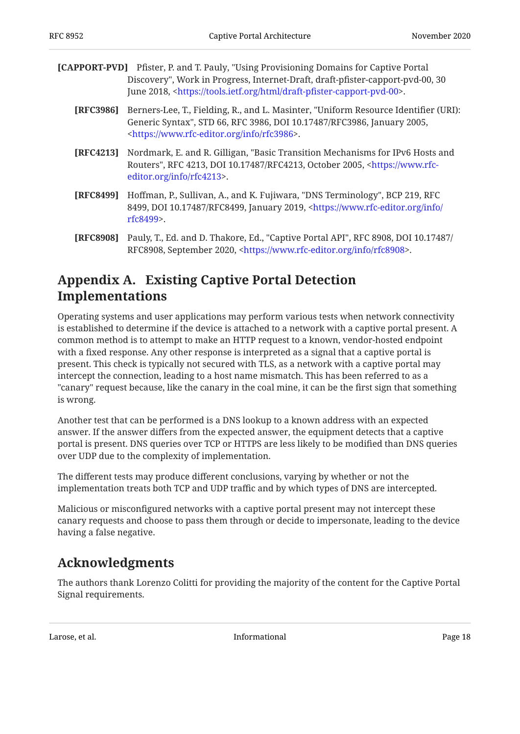**[CAPPORT-PVD]** Pfister, P. and T. Pauly, "Using Provisioning Domains for Captive Portal Discovery", Work in Progress, Internet-Draft, draft-pfister-capport-pvd-00, 30 June 2018, <https://tools.ietf.org/html/draft-pfister-capport-pvd-00>.

**[RFC3986]** Berners-Lee, T., Fielding, R., and L. Masinter, "Uniform Resource Identifier (URI): Generic Syntax", STD 66, RFC 3986, DOI 10.17487/RFC3986, January 2005, <https://www.rfc-editor.org/info/rfc3986>.

**[RFC4213]** Nordmark, E. and R. Gilligan, "Basic Transition Mechanisms for IPv6 Hosts and Routers", RFC 4213, DOI 10.17487/RFC4213, October 2005, <https://www.rfc-editor.org/info/rfc4213>.

**[RFC8499]** Hoffman, P., Sullivan, A., and K. Fujiwara, "DNS Terminology", BCP 219, RFC 8499, DOI 10.17487/RFC8499, January 2019, <https://www.rfc-editor.org/info/rfc8499>.

**[RFC8908]** Pauly, T., Ed. and D. Thakore, Ed., "Captive Portal API", RFC 8908, DOI 10.17487/RFC8908, September 2020, <https://www.rfc-editor.org/info/rfc8908>.

# Appendix A. Existing Captive Portal Detection Implementations

Operating systems and user applications may perform various tests when network connectivity is established to determine if the device is attached to a network with a captive portal present. A common method is to attempt to make an HTTP request to a known, vendor-hosted endpoint with a fixed response. Any other response is interpreted as a signal that a captive portal is present. This check is typically not secured with TLS, as a network with a captive portal may intercept the connection, leading to a host name mismatch. This has been referred to as a "canary" request because, like the canary in the coal mine, it can be the first sign that something is wrong.

Another test that can be performed is a DNS lookup to a known address with an expected answer. If the answer differs from the expected answer, the equipment detects that a captive portal is present. DNS queries over TCP or HTTPS are less likely to be modified than DNS queries over UDP due to the complexity of implementation.

The different tests may produce different conclusions, varying by whether or not the implementation treats both TCP and UDP traffic and by which types of DNS are intercepted.

Malicious or misconfigured networks with a captive portal present may not intercept these canary requests and choose to pass them through or decide to impersonate, leading to the device having a false negative.

# Acknowledgments

The authors thank Lorenzo Colitti for providing the majority of the content for the Captive Portal Signal requirements.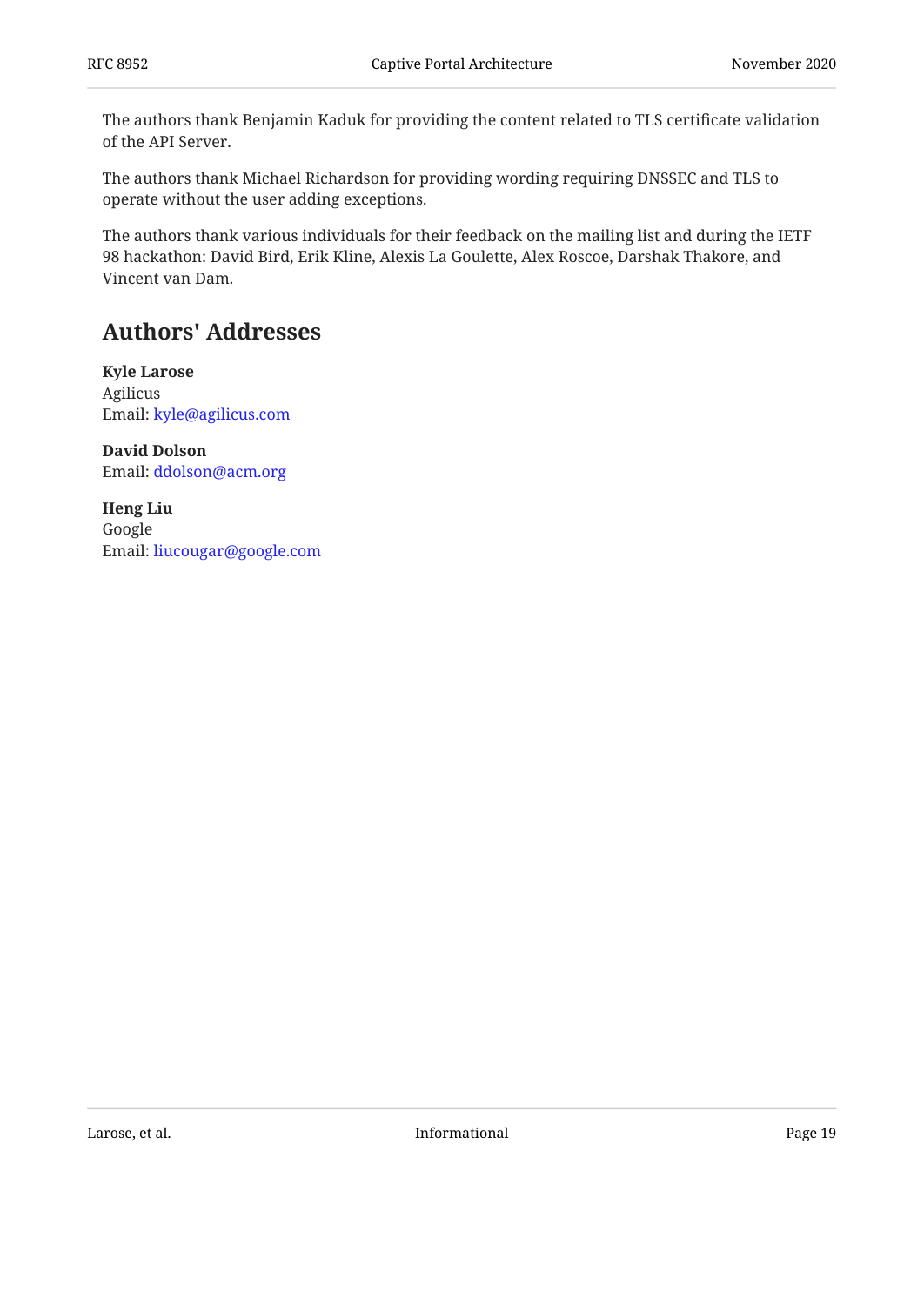The authors thank Benjamin Kaduk for providing the content related to TLS certificate validation of the API Server.

The authors thank Michael Richardson for providing wording requiring DNSSEC and TLS to operate without the user adding exceptions.

The authors thank various individuals for their feedback on the mailing list and during the IETF 98 hackathon: David Bird, Erik Kline, Alexis La Goulette, Alex Roscoe, Darshak Thakore, and Vincent van Dam.

## Authors' Addresses

**Kyle Larose**
Agilicus
Email: kyle@agilicus.com

**David Dolson**
Email: ddolson@acm.org

**Heng Liu**
Google
Email: liucougar@google.com